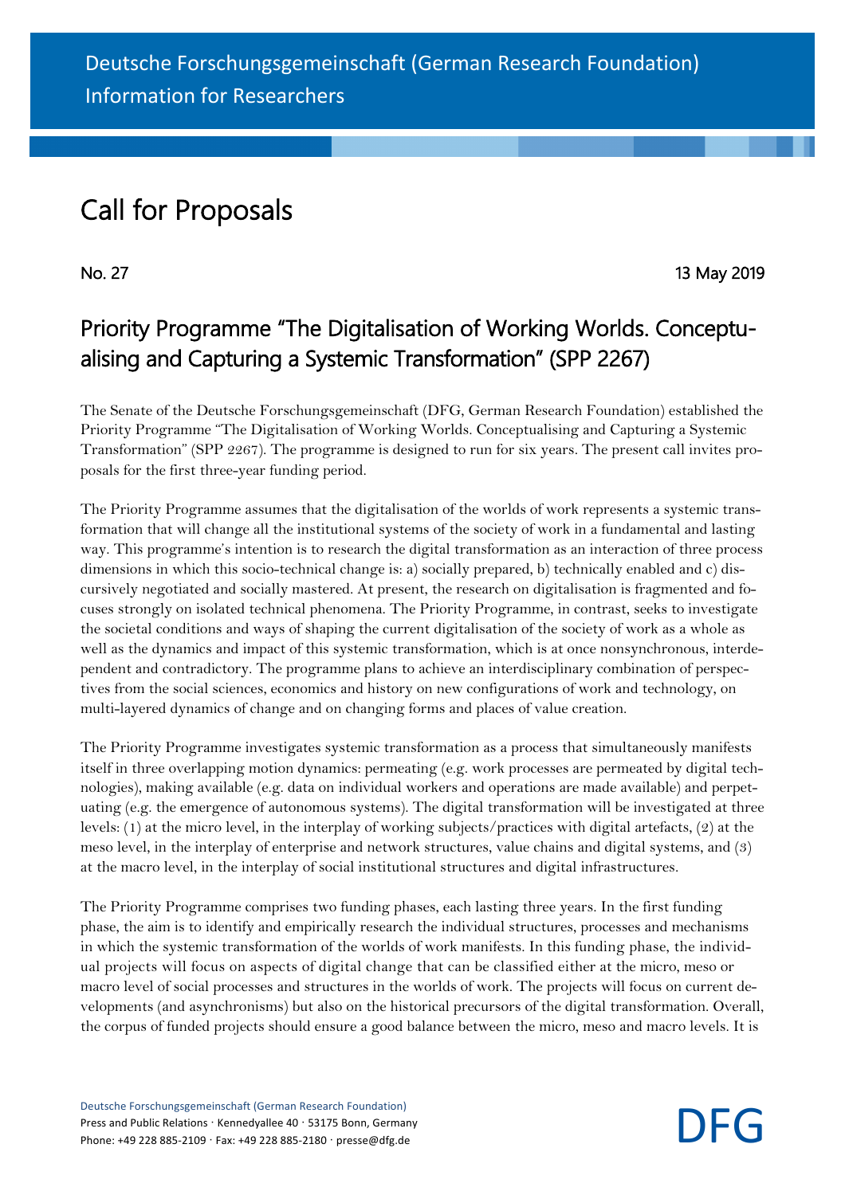Deutsche Forschungsgemeinschaft (German Research Foundation)
Information for Researchers

# Call for Proposals

No. 27 13 May 2019

## Priority Programme "The Digitalisation of Working Worlds. Conceptualising and Capturing a Systemic Transformation" (SPP 2267)

The Senate of the Deutsche Forschungsgemeinschaft (DFG, German Research Foundation) established the Priority Programme "The Digitalisation of Working Worlds. Conceptualising and Capturing a Systemic Transformation" (SPP 2267). The programme is designed to run for six years. The present call invites proposals for the first three-year funding period.

The Priority Programme assumes that the digitalisation of the worlds of work represents a systemic transformation that will change all the institutional systems of the society of work in a fundamental and lasting way. This programme's intention is to research the digital transformation as an interaction of three process dimensions in which this socio-technical change is: a) socially prepared, b) technically enabled and c) discursively negotiated and socially mastered. At present, the research on digitalisation is fragmented and focuses strongly on isolated technical phenomena. The Priority Programme, in contrast, seeks to investigate the societal conditions and ways of shaping the current digitalisation of the society of work as a whole as well as the dynamics and impact of this systemic transformation, which is at once nonsynchronous, interdependent and contradictory. The programme plans to achieve an interdisciplinary combination of perspectives from the social sciences, economics and history on new configurations of work and technology, on multi-layered dynamics of change and on changing forms and places of value creation.

The Priority Programme investigates systemic transformation as a process that simultaneously manifests itself in three overlapping motion dynamics: permeating (e.g. work processes are permeated by digital technologies), making available (e.g. data on individual workers and operations are made available) and perpetuating (e.g. the emergence of autonomous systems). The digital transformation will be investigated at three levels: (1) at the micro level, in the interplay of working subjects/practices with digital artefacts, (2) at the meso level, in the interplay of enterprise and network structures, value chains and digital systems, and (3) at the macro level, in the interplay of social institutional structures and digital infrastructures.

The Priority Programme comprises two funding phases, each lasting three years. In the first funding phase, the aim is to identify and empirically research the individual structures, processes and mechanisms in which the systemic transformation of the worlds of work manifests. In this funding phase, the individual projects will focus on aspects of digital change that can be classified either at the micro, meso or macro level of social processes and structures in the worlds of work. The projects will focus on current developments (and asynchronisms) but also on the historical precursors of the digital transformation. Overall, the corpus of funded projects should ensure a good balance between the micro, meso and macro levels. It is

Deutsche Forschungsgemeinschaft (German Research Foundation)
Press and Public Relations · Kennedyallee 40 · 53175 Bonn, Germany
Phone: +49 228 885-2109 · Fax: +49 228 885-2180 · presse@dfg.de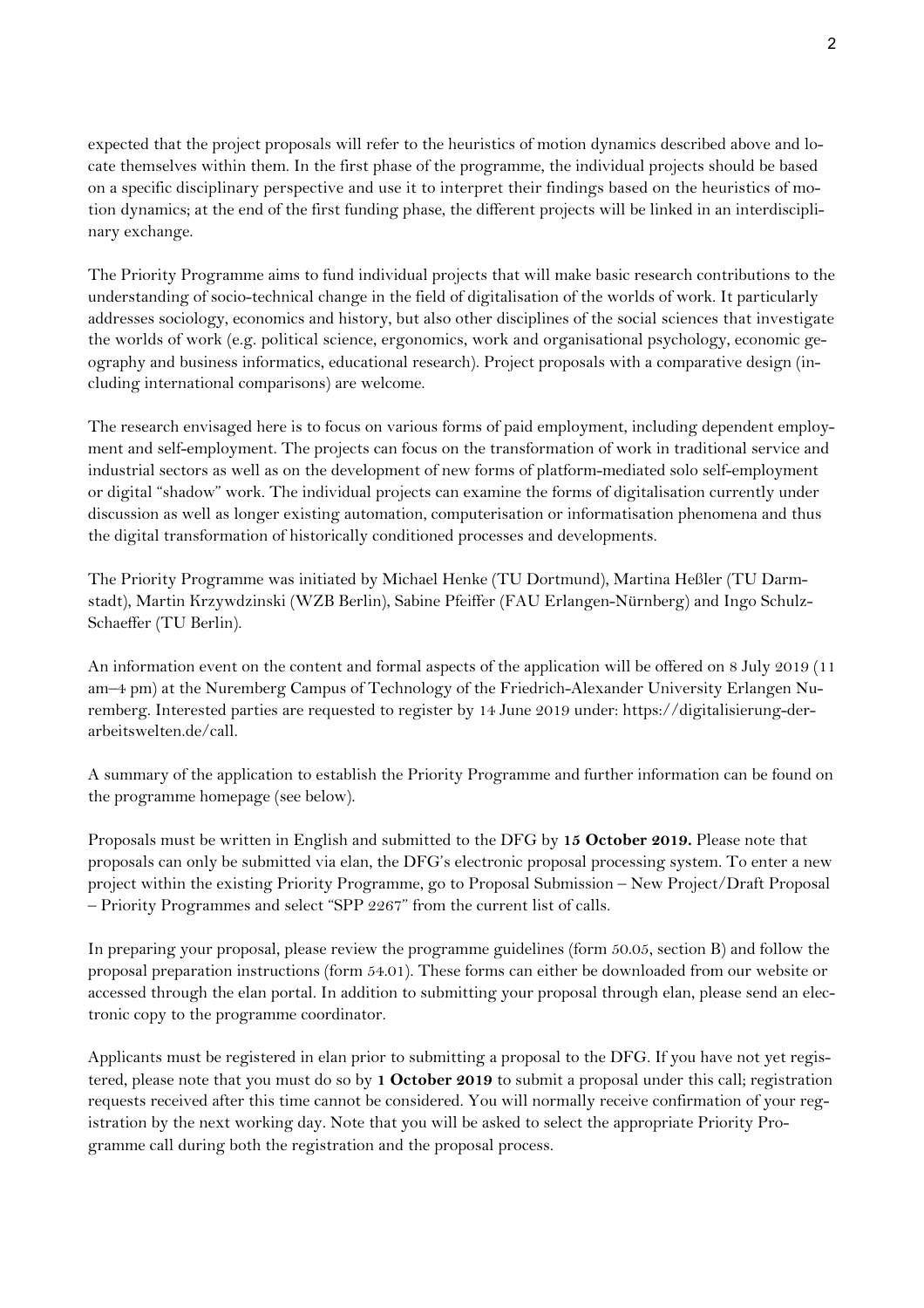expected that the project proposals will refer to the heuristics of motion dynamics described above and locate themselves within them. In the first phase of the programme, the individual projects should be based on a specific disciplinary perspective and use it to interpret their findings based on the heuristics of motion dynamics; at the end of the first funding phase, the different projects will be linked in an interdisciplinary exchange.

The Priority Programme aims to fund individual projects that will make basic research contributions to the understanding of socio-technical change in the field of digitalisation of the worlds of work. It particularly addresses sociology, economics and history, but also other disciplines of the social sciences that investigate the worlds of work (e.g. political science, ergonomics, work and organisational psychology, economic geography and business informatics, educational research). Project proposals with a comparative design (including international comparisons) are welcome.

The research envisaged here is to focus on various forms of paid employment, including dependent employment and self-employment. The projects can focus on the transformation of work in traditional service and industrial sectors as well as on the development of new forms of platform-mediated solo self-employment or digital "shadow" work. The individual projects can examine the forms of digitalisation currently under discussion as well as longer existing automation, computerisation or informatisation phenomena and thus the digital transformation of historically conditioned processes and developments.

The Priority Programme was initiated by Michael Henke (TU Dortmund), Martina Heßler (TU Darmstadt), Martin Krzywdzinski (WZB Berlin), Sabine Pfeiffer (FAU Erlangen-Nürnberg) and Ingo Schulz-Schaeffer (TU Berlin).

An information event on the content and formal aspects of the application will be offered on 8 July 2019 (11 am–4 pm) at the Nuremberg Campus of Technology of the Friedrich-Alexander University Erlangen Nuremberg. Interested parties are requested to register by 14 June 2019 under: https://digitalisierung-der-arbeitswelten.de/call.

A summary of the application to establish the Priority Programme and further information can be found on the programme homepage (see below).

Proposals must be written in English and submitted to the DFG by **15 October 2019.** Please note that proposals can only be submitted via elan, the DFG's electronic proposal processing system. To enter a new project within the existing Priority Programme, go to Proposal Submission – New Project/Draft Proposal – Priority Programmes and select "SPP 2267" from the current list of calls.

In preparing your proposal, please review the programme guidelines (form 50.05, section B) and follow the proposal preparation instructions (form 54.01). These forms can either be downloaded from our website or accessed through the elan portal. In addition to submitting your proposal through elan, please send an electronic copy to the programme coordinator.

Applicants must be registered in elan prior to submitting a proposal to the DFG. If you have not yet registered, please note that you must do so by **1 October 2019** to submit a proposal under this call; registration requests received after this time cannot be considered. You will normally receive confirmation of your registration by the next working day. Note that you will be asked to select the appropriate Priority Programme call during both the registration and the proposal process.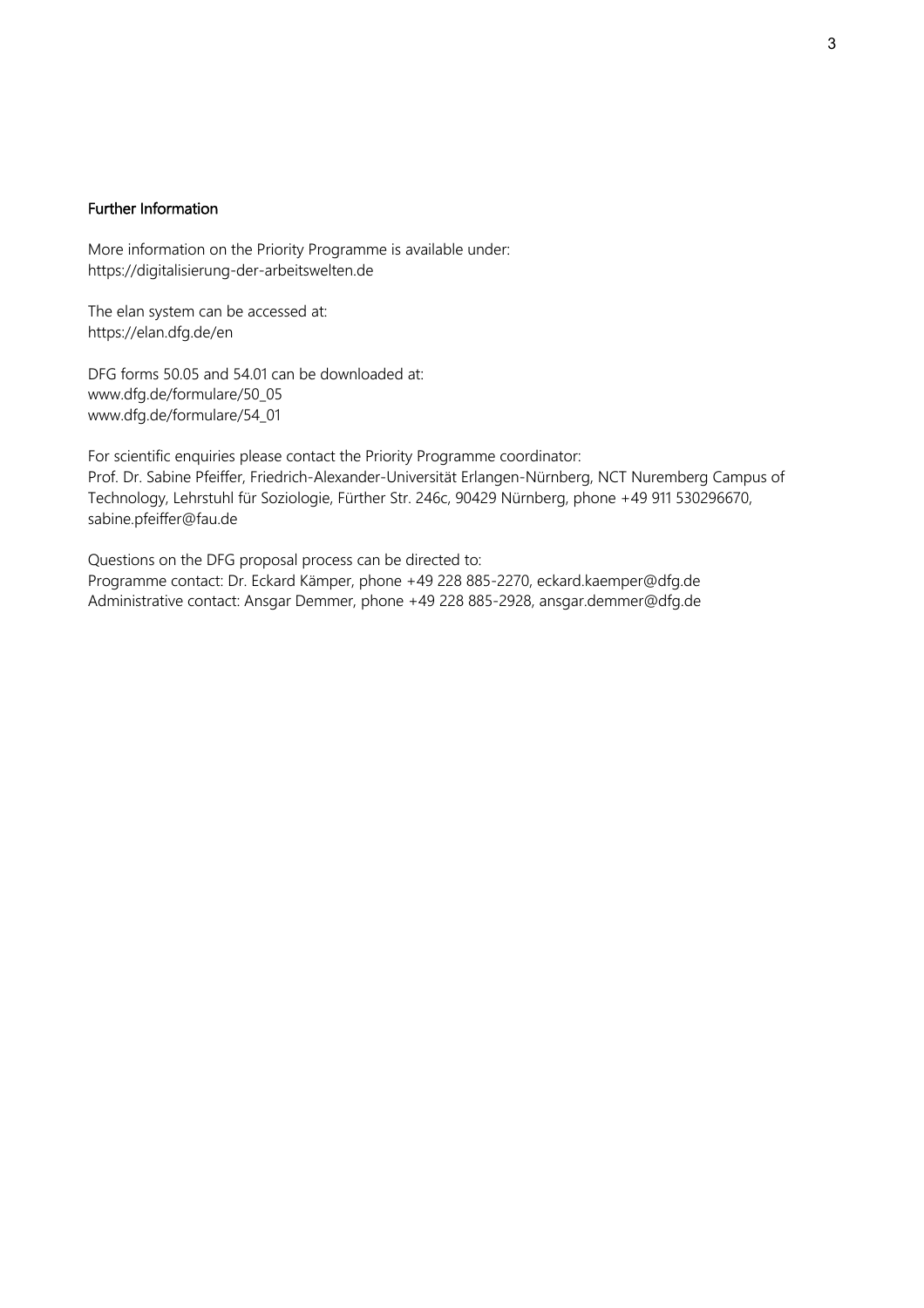## Further Information

More information on the Priority Programme is available under:
https://digitalisierung-der-arbeitswelten.de

The elan system can be accessed at:
https://elan.dfg.de/en

DFG forms 50.05 and 54.01 can be downloaded at:
www.dfg.de/formulare/50_05
www.dfg.de/formulare/54_01

For scientific enquiries please contact the Priority Programme coordinator:
Prof. Dr. Sabine Pfeiffer, Friedrich-Alexander-Universität Erlangen-Nürnberg, NCT Nuremberg Campus of Technology, Lehrstuhl für Soziologie, Fürther Str. 246c, 90429 Nürnberg, phone +49 911 530296670, sabine.pfeiffer@fau.de

Questions on the DFG proposal process can be directed to:
Programme contact: Dr. Eckard Kämper, phone +49 228 885-2270, eckard.kaemper@dfg.de
Administrative contact: Ansgar Demmer, phone +49 228 885-2928, ansgar.demmer@dfg.de